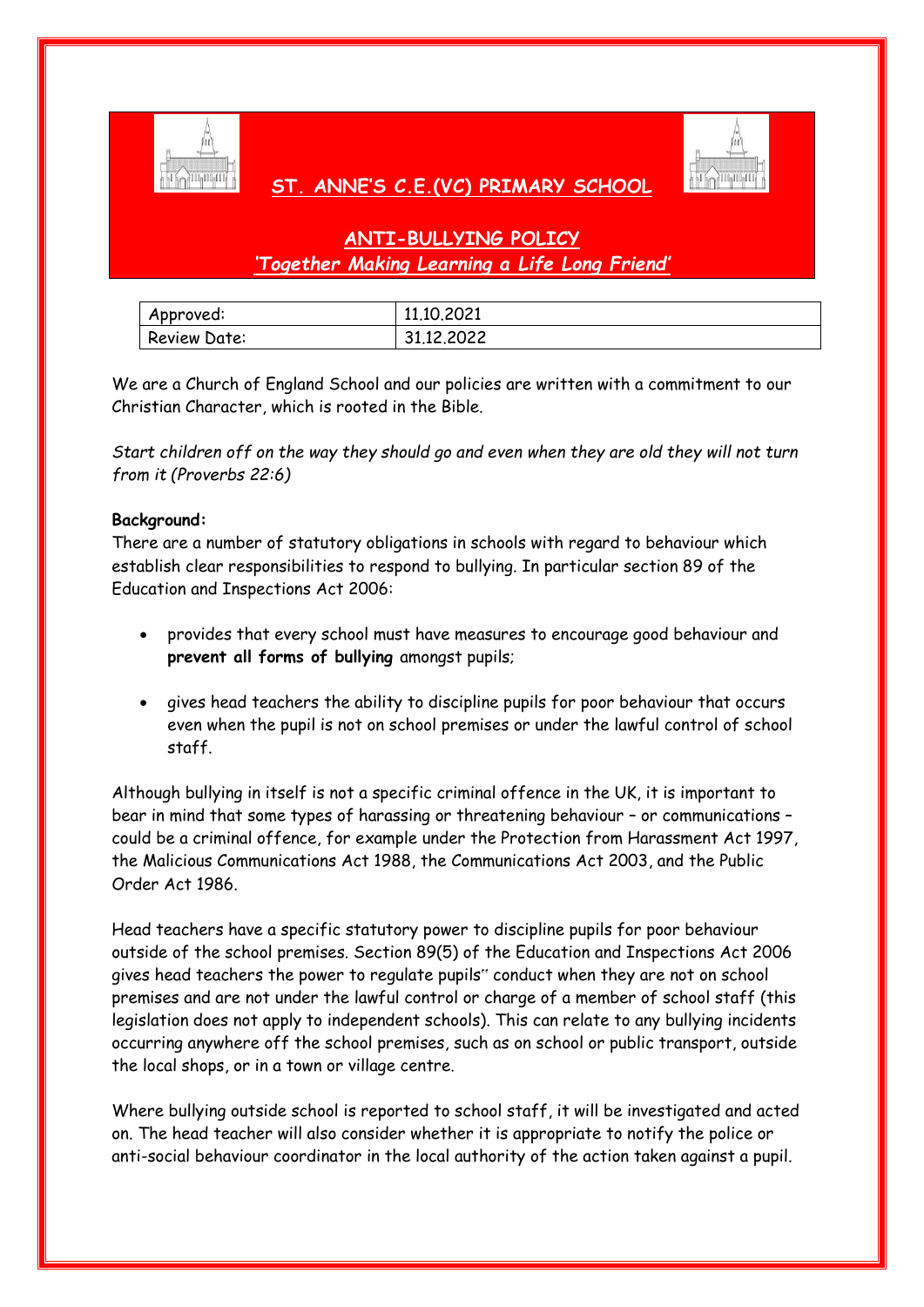# ST. ANNE'S C.E.(VC) PRIMARY SCHOOL

## ANTI-BULLYING POLICY

*'Together Making Learning a Life Long Friend'*

| Approved: | 11.10.2021 |
|---|---|
| Review Date: | 31.12.2022 |

We are a Church of England School and our policies are written with a commitment to our Christian Character, which is rooted in the Bible.

*Start children off on the way they should go and even when they are old they will not turn from it (Proverbs 22:6)*

**Background:**

There are a number of statutory obligations in schools with regard to behaviour which establish clear responsibilities to respond to bullying. In particular section 89 of the Education and Inspections Act 2006:

- provides that every school must have measures to encourage good behaviour and **prevent all forms of bullying** amongst pupils;
- gives head teachers the ability to discipline pupils for poor behaviour that occurs even when the pupil is not on school premises or under the lawful control of school staff.

Although bullying in itself is not a specific criminal offence in the UK, it is important to bear in mind that some types of harassing or threatening behaviour – or communications – could be a criminal offence, for example under the Protection from Harassment Act 1997, the Malicious Communications Act 1988, the Communications Act 2003, and the Public Order Act 1986.

Head teachers have a specific statutory power to discipline pupils for poor behaviour outside of the school premises. Section 89(5) of the Education and Inspections Act 2006 gives head teachers the power to regulate pupils" conduct when they are not on school premises and are not under the lawful control or charge of a member of school staff (this legislation does not apply to independent schools). This can relate to any bullying incidents occurring anywhere off the school premises, such as on school or public transport, outside the local shops, or in a town or village centre.

Where bullying outside school is reported to school staff, it will be investigated and acted on. The head teacher will also consider whether it is appropriate to notify the police or anti-social behaviour coordinator in the local authority of the action taken against a pupil.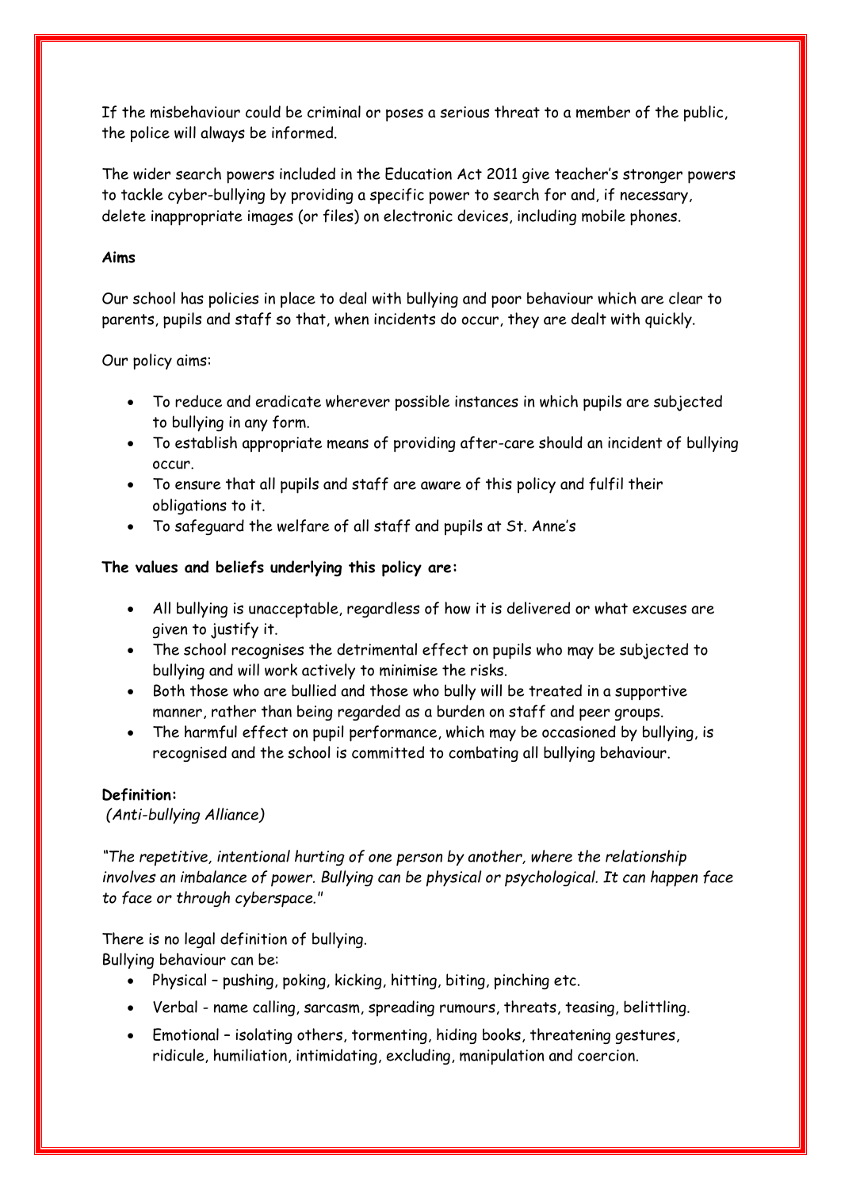If the misbehaviour could be criminal or poses a serious threat to a member of the public, the police will always be informed.

The wider search powers included in the Education Act 2011 give teacher's stronger powers to tackle cyber-bullying by providing a specific power to search for and, if necessary, delete inappropriate images (or files) on electronic devices, including mobile phones.

**Aims**

Our school has policies in place to deal with bullying and poor behaviour which are clear to parents, pupils and staff so that, when incidents do occur, they are dealt with quickly.

Our policy aims:

- To reduce and eradicate wherever possible instances in which pupils are subjected to bullying in any form.
- To establish appropriate means of providing after-care should an incident of bullying occur.
- To ensure that all pupils and staff are aware of this policy and fulfil their obligations to it.
- To safeguard the welfare of all staff and pupils at St. Anne's

**The values and beliefs underlying this policy are:**

- All bullying is unacceptable, regardless of how it is delivered or what excuses are given to justify it.
- The school recognises the detrimental effect on pupils who may be subjected to bullying and will work actively to minimise the risks.
- Both those who are bullied and those who bully will be treated in a supportive manner, rather than being regarded as a burden on staff and peer groups.
- The harmful effect on pupil performance, which may be occasioned by bullying, is recognised and the school is committed to combating all bullying behaviour.

**Definition:**
*(Anti-bullying Alliance)*

*"The repetitive, intentional hurting of one person by another, where the relationship involves an imbalance of power. Bullying can be physical or psychological. It can happen face to face or through cyberspace."*

There is no legal definition of bullying.
Bullying behaviour can be:

- Physical – pushing, poking, kicking, hitting, biting, pinching etc.
- Verbal - name calling, sarcasm, spreading rumours, threats, teasing, belittling.
- Emotional – isolating others, tormenting, hiding books, threatening gestures, ridicule, humiliation, intimidating, excluding, manipulation and coercion.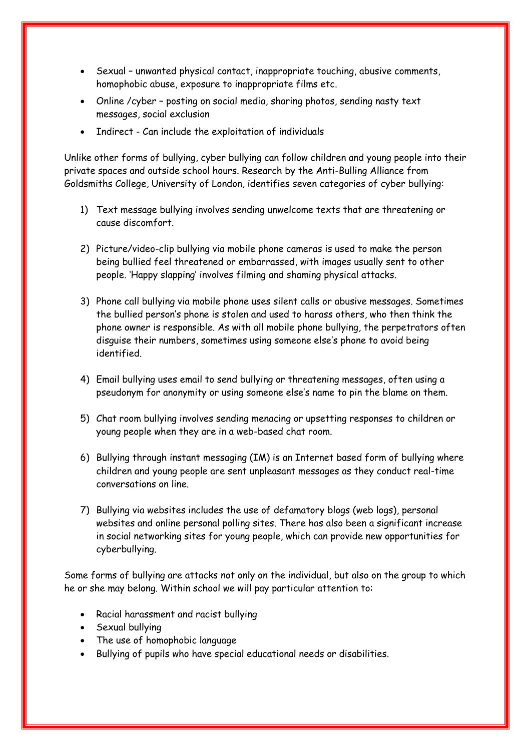- Sexual – unwanted physical contact, inappropriate touching, abusive comments, homophobic abuse, exposure to inappropriate films etc.
- Online /cyber – posting on social media, sharing photos, sending nasty text messages, social exclusion
- Indirect - Can include the exploitation of individuals

Unlike other forms of bullying, cyber bullying can follow children and young people into their private spaces and outside school hours. Research by the Anti-Bulling Alliance from Goldsmiths College, University of London, identifies seven categories of cyber bullying:

1) Text message bullying involves sending unwelcome texts that are threatening or cause discomfort.

2) Picture/video-clip bullying via mobile phone cameras is used to make the person being bullied feel threatened or embarrassed, with images usually sent to other people. 'Happy slapping' involves filming and shaming physical attacks.

3) Phone call bullying via mobile phone uses silent calls or abusive messages. Sometimes the bullied person's phone is stolen and used to harass others, who then think the phone owner is responsible. As with all mobile phone bullying, the perpetrators often disguise their numbers, sometimes using someone else's phone to avoid being identified.

4) Email bullying uses email to send bullying or threatening messages, often using a pseudonym for anonymity or using someone else's name to pin the blame on them.

5) Chat room bullying involves sending menacing or upsetting responses to children or young people when they are in a web-based chat room.

6) Bullying through instant messaging (IM) is an Internet based form of bullying where children and young people are sent unpleasant messages as they conduct real-time conversations on line.

7) Bullying via websites includes the use of defamatory blogs (web logs), personal websites and online personal polling sites. There has also been a significant increase in social networking sites for young people, which can provide new opportunities for cyberbullying.

Some forms of bullying are attacks not only on the individual, but also on the group to which he or she may belong. Within school we will pay particular attention to:

- Racial harassment and racist bullying
- Sexual bullying
- The use of homophobic language
- Bullying of pupils who have special educational needs or disabilities.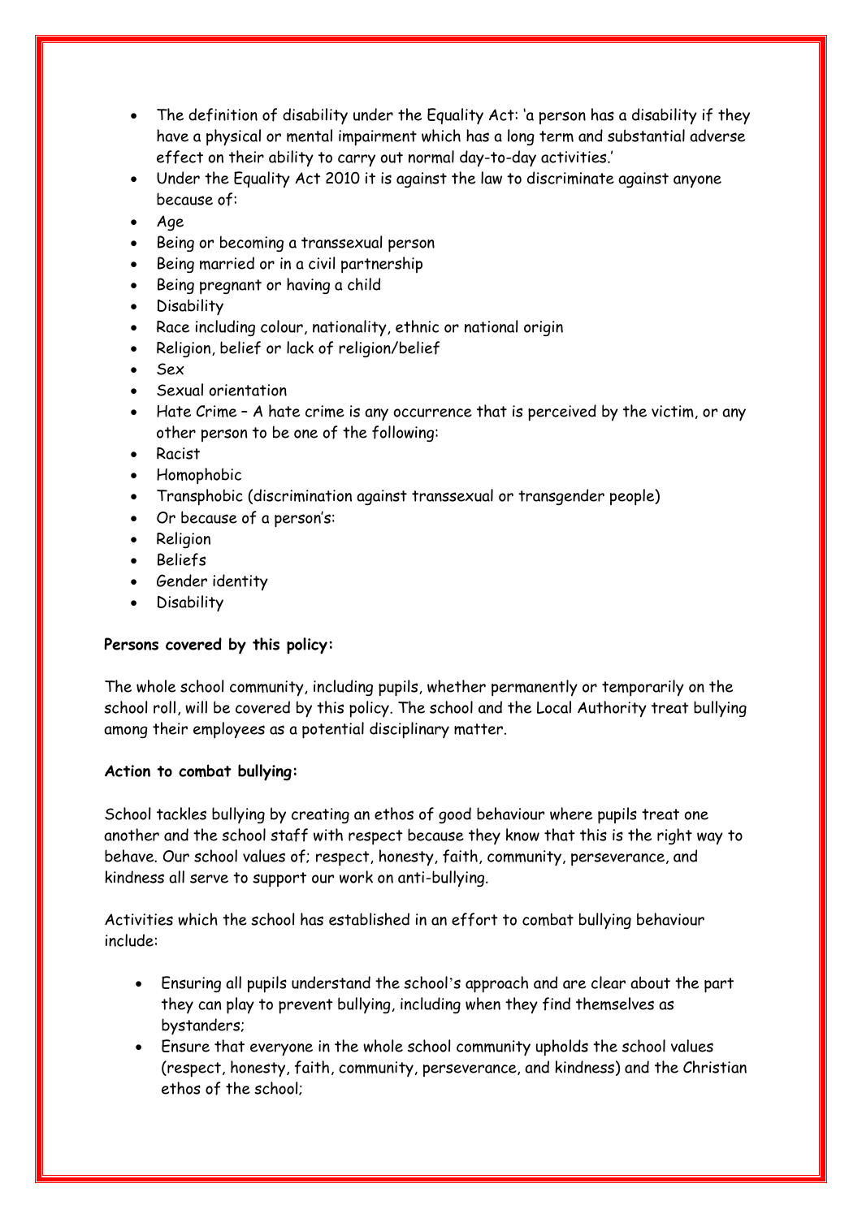- The definition of disability under the Equality Act: 'a person has a disability if they have a physical or mental impairment which has a long term and substantial adverse effect on their ability to carry out normal day-to-day activities.'
- Under the Equality Act 2010 it is against the law to discriminate against anyone because of:
- Age
- Being or becoming a transsexual person
- Being married or in a civil partnership
- Being pregnant or having a child
- Disability
- Race including colour, nationality, ethnic or national origin
- Religion, belief or lack of religion/belief
- Sex
- Sexual orientation
- Hate Crime – A hate crime is any occurrence that is perceived by the victim, or any other person to be one of the following:
- Racist
- Homophobic
- Transphobic (discrimination against transsexual or transgender people)
- Or because of a person's:
- Religion
- Beliefs
- Gender identity
- Disability

**Persons covered by this policy:**

The whole school community, including pupils, whether permanently or temporarily on the school roll, will be covered by this policy. The school and the Local Authority treat bullying among their employees as a potential disciplinary matter.

**Action to combat bullying:**

School tackles bullying by creating an ethos of good behaviour where pupils treat one another and the school staff with respect because they know that this is the right way to behave. Our school values of; respect, honesty, faith, community, perseverance, and kindness all serve to support our work on anti-bullying.

Activities which the school has established in an effort to combat bullying behaviour include:

- Ensuring all pupils understand the school's approach and are clear about the part they can play to prevent bullying, including when they find themselves as bystanders;
- Ensure that everyone in the whole school community upholds the school values (respect, honesty, faith, community, perseverance, and kindness) and the Christian ethos of the school;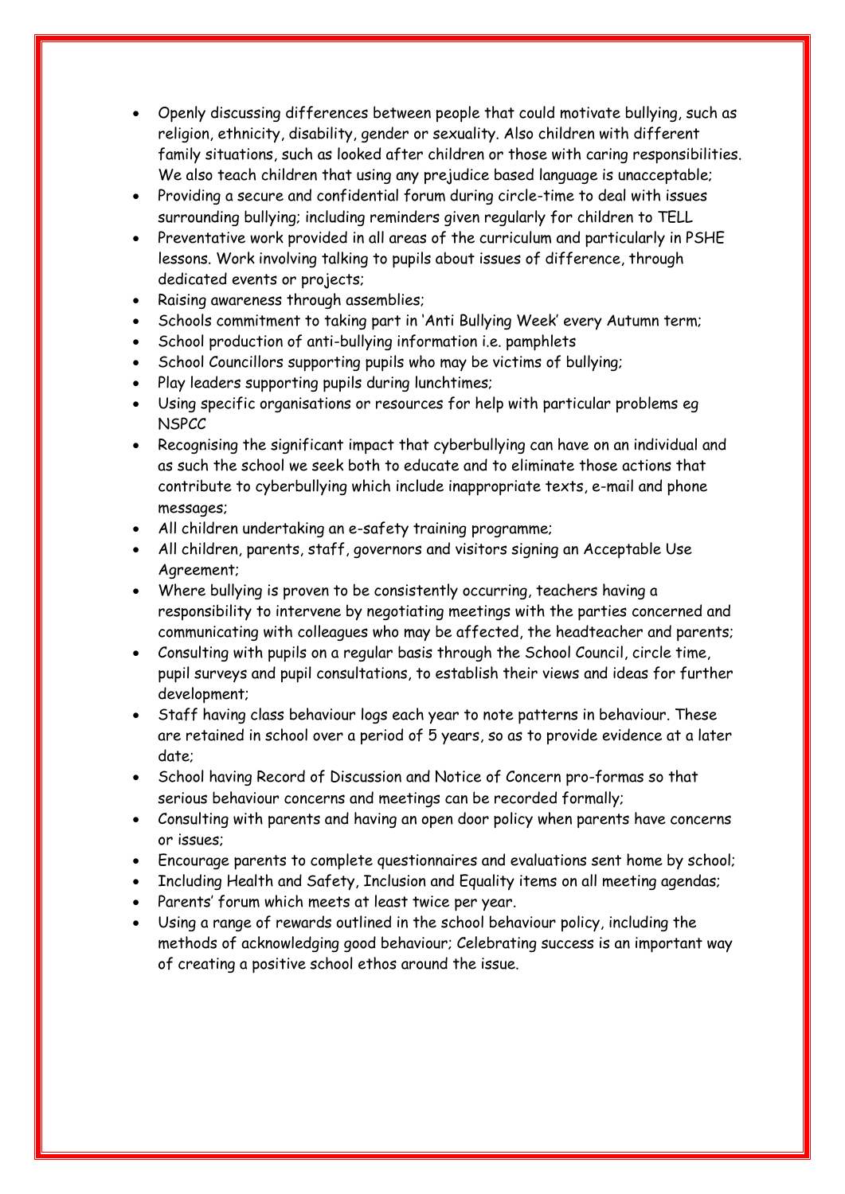- Openly discussing differences between people that could motivate bullying, such as religion, ethnicity, disability, gender or sexuality. Also children with different family situations, such as looked after children or those with caring responsibilities. We also teach children that using any prejudice based language is unacceptable;
- Providing a secure and confidential forum during circle-time to deal with issues surrounding bullying; including reminders given regularly for children to TELL
- Preventative work provided in all areas of the curriculum and particularly in PSHE lessons. Work involving talking to pupils about issues of difference, through dedicated events or projects;
- Raising awareness through assemblies;
- Schools commitment to taking part in 'Anti Bullying Week' every Autumn term;
- School production of anti-bullying information i.e. pamphlets
- School Councillors supporting pupils who may be victims of bullying;
- Play leaders supporting pupils during lunchtimes;
- Using specific organisations or resources for help with particular problems eg NSPCC
- Recognising the significant impact that cyberbullying can have on an individual and as such the school we seek both to educate and to eliminate those actions that contribute to cyberbullying which include inappropriate texts, e-mail and phone messages;
- All children undertaking an e-safety training programme;
- All children, parents, staff, governors and visitors signing an Acceptable Use Agreement;
- Where bullying is proven to be consistently occurring, teachers having a responsibility to intervene by negotiating meetings with the parties concerned and communicating with colleagues who may be affected, the headteacher and parents;
- Consulting with pupils on a regular basis through the School Council, circle time, pupil surveys and pupil consultations, to establish their views and ideas for further development;
- Staff having class behaviour logs each year to note patterns in behaviour. These are retained in school over a period of 5 years, so as to provide evidence at a later date;
- School having Record of Discussion and Notice of Concern pro-formas so that serious behaviour concerns and meetings can be recorded formally;
- Consulting with parents and having an open door policy when parents have concerns or issues;
- Encourage parents to complete questionnaires and evaluations sent home by school;
- Including Health and Safety, Inclusion and Equality items on all meeting agendas;
- Parents' forum which meets at least twice per year.
- Using a range of rewards outlined in the school behaviour policy, including the methods of acknowledging good behaviour; Celebrating success is an important way of creating a positive school ethos around the issue.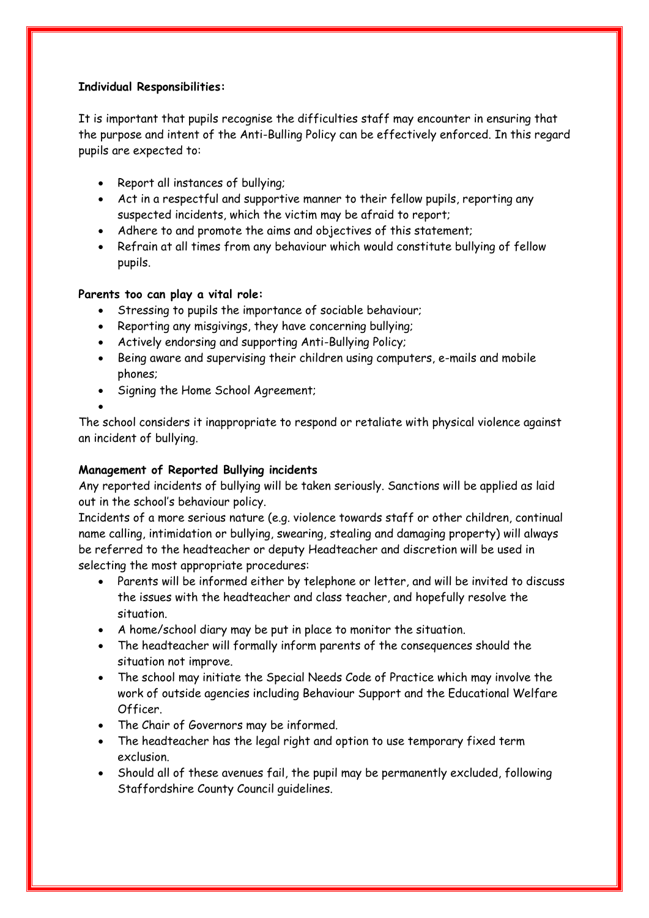**Individual Responsibilities:**

It is important that pupils recognise the difficulties staff may encounter in ensuring that the purpose and intent of the Anti-Bulling Policy can be effectively enforced. In this regard pupils are expected to:

- Report all instances of bullying;
- Act in a respectful and supportive manner to their fellow pupils, reporting any suspected incidents, which the victim may be afraid to report;
- Adhere to and promote the aims and objectives of this statement;
- Refrain at all times from any behaviour which would constitute bullying of fellow pupils.

**Parents too can play a vital role:**

- Stressing to pupils the importance of sociable behaviour;
- Reporting any misgivings, they have concerning bullying;
- Actively endorsing and supporting Anti-Bullying Policy;
- Being aware and supervising their children using computers, e-mails and mobile phones;
- Signing the Home School Agreement;

The school considers it inappropriate to respond or retaliate with physical violence against an incident of bullying.

**Management of Reported Bullying incidents**

Any reported incidents of bullying will be taken seriously. Sanctions will be applied as laid out in the school's behaviour policy.

Incidents of a more serious nature (e.g. violence towards staff or other children, continual name calling, intimidation or bullying, swearing, stealing and damaging property) will always be referred to the headteacher or deputy Headteacher and discretion will be used in selecting the most appropriate procedures:

- Parents will be informed either by telephone or letter, and will be invited to discuss the issues with the headteacher and class teacher, and hopefully resolve the situation.
- A home/school diary may be put in place to monitor the situation.
- The headteacher will formally inform parents of the consequences should the situation not improve.
- The school may initiate the Special Needs Code of Practice which may involve the work of outside agencies including Behaviour Support and the Educational Welfare Officer.
- The Chair of Governors may be informed.
- The headteacher has the legal right and option to use temporary fixed term exclusion.
- Should all of these avenues fail, the pupil may be permanently excluded, following Staffordshire County Council guidelines.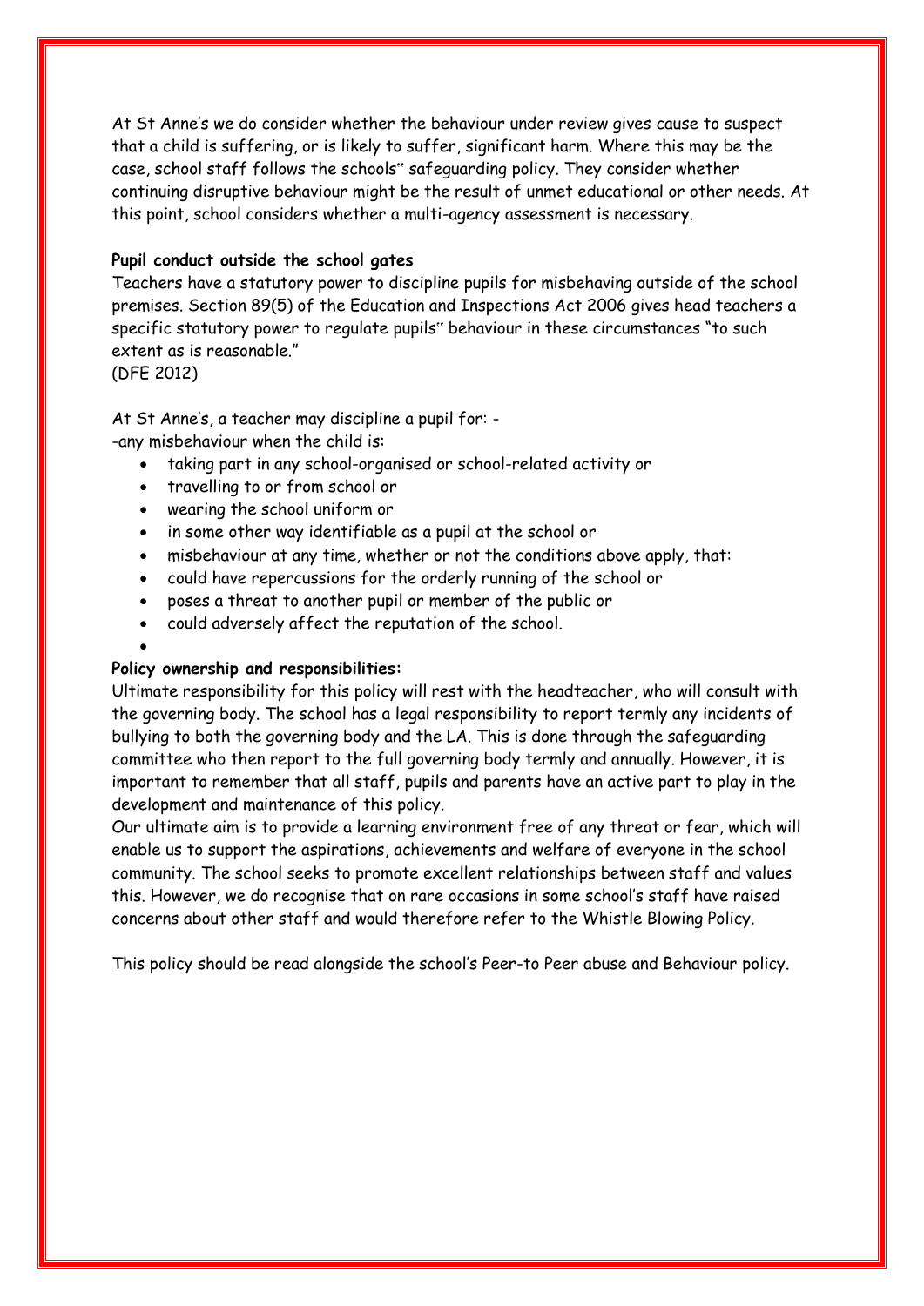At St Anne's we do consider whether the behaviour under review gives cause to suspect that a child is suffering, or is likely to suffer, significant harm. Where this may be the case, school staff follows the schools" safeguarding policy. They consider whether continuing disruptive behaviour might be the result of unmet educational or other needs. At this point, school considers whether a multi-agency assessment is necessary.

**Pupil conduct outside the school gates**

Teachers have a statutory power to discipline pupils for misbehaving outside of the school premises. Section 89(5) of the Education and Inspections Act 2006 gives head teachers a specific statutory power to regulate pupils" behaviour in these circumstances "to such extent as is reasonable."
(DFE 2012)

At St Anne's, a teacher may discipline a pupil for: -
-any misbehaviour when the child is:

- taking part in any school-organised or school-related activity or
- travelling to or from school or
- wearing the school uniform or
- in some other way identifiable as a pupil at the school or
- misbehaviour at any time, whether or not the conditions above apply, that:
- could have repercussions for the orderly running of the school or
- poses a threat to another pupil or member of the public or
- could adversely affect the reputation of the school.

**Policy ownership and responsibilities:**

Ultimate responsibility for this policy will rest with the headteacher, who will consult with the governing body. The school has a legal responsibility to report termly any incidents of bullying to both the governing body and the LA. This is done through the safeguarding committee who then report to the full governing body termly and annually. However, it is important to remember that all staff, pupils and parents have an active part to play in the development and maintenance of this policy.

Our ultimate aim is to provide a learning environment free of any threat or fear, which will enable us to support the aspirations, achievements and welfare of everyone in the school community. The school seeks to promote excellent relationships between staff and values this. However, we do recognise that on rare occasions in some school's staff have raised concerns about other staff and would therefore refer to the Whistle Blowing Policy.

This policy should be read alongside the school's Peer-to Peer abuse and Behaviour policy.